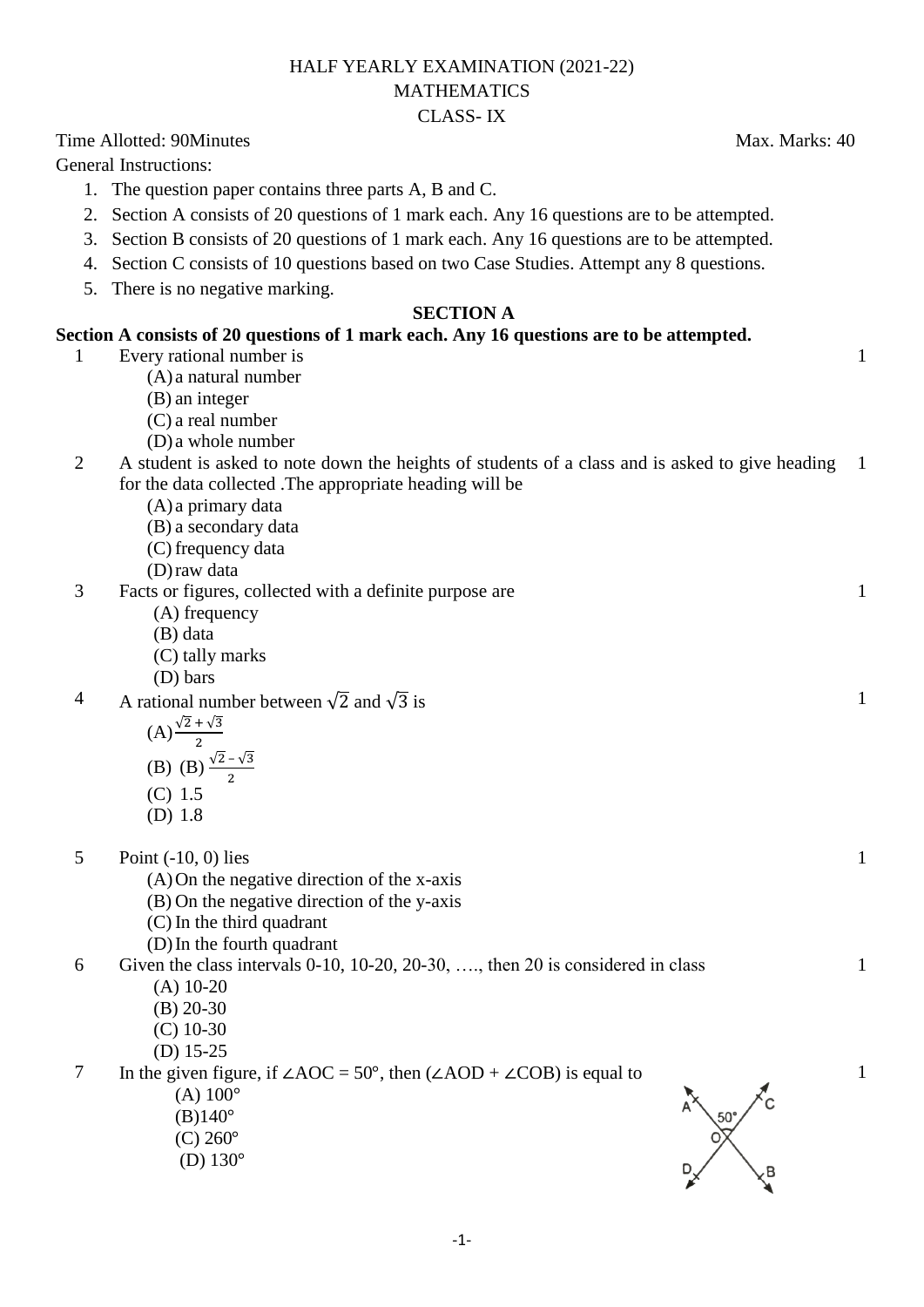HALF YEARLY EXAMINATION (2021-22)

MATHEMATICS

CLASS- IX

Time Allotted: 90Minutes                                                                 Max. Marks: 40

General Instructions:

1. The question paper contains three parts A, B and C.
2. Section A consists of 20 questions of 1 mark each. Any 16 questions are to be attempted.
3. Section B consists of 20 questions of 1 mark each. Any 16 questions are to be attempted.
4. Section C consists of 10 questions based on two Case Studies. Attempt any 8 questions.
5. There is no negative marking.

## SECTION A

**Section A consists of 20 questions of 1 mark each. Any 16 questions are to be attempted.**

1 Every rational number is — 1
- (A) a natural number
- (B) an integer
- (C) a real number
- (D) a whole number

2 A student is asked to note down the heights of students of a class and is asked to give heading for the data collected .The appropriate heading will be — 1
- (A) a primary data
- (B) a secondary data
- (C) frequency data
- (D) raw data

3 Facts or figures, collected with a definite purpose are — 1
- (A) frequency
- (B) data
- (C) tally marks
- (D) bars

4 A rational number between $\sqrt{2}$ and $\sqrt{3}$ is — 1
- (A) $\frac{\sqrt{2}+\sqrt{3}}{2}$
- (B) (B) $\frac{\sqrt{2}-\sqrt{3}}{2}$
- (C) 1.5
- (D) 1.8

5 Point (-10, 0) lies — 1
- (A) On the negative direction of the x-axis
- (B) On the negative direction of the y-axis
- (C) In the third quadrant
- (D) In the fourth quadrant

6 Given the class intervals 0-10, 10-20, 20-30, …., then 20 is considered in class — 1
- (A) 10-20
- (B) 20-30
- (C) 10-30
- (D) 15-25

7 In the given figure, if ∠AOC = 50°, then (∠AOD + ∠COB) is equal to — 1
- (A) 100°
- (B) 140°
- (C) 260°
- (D) 130°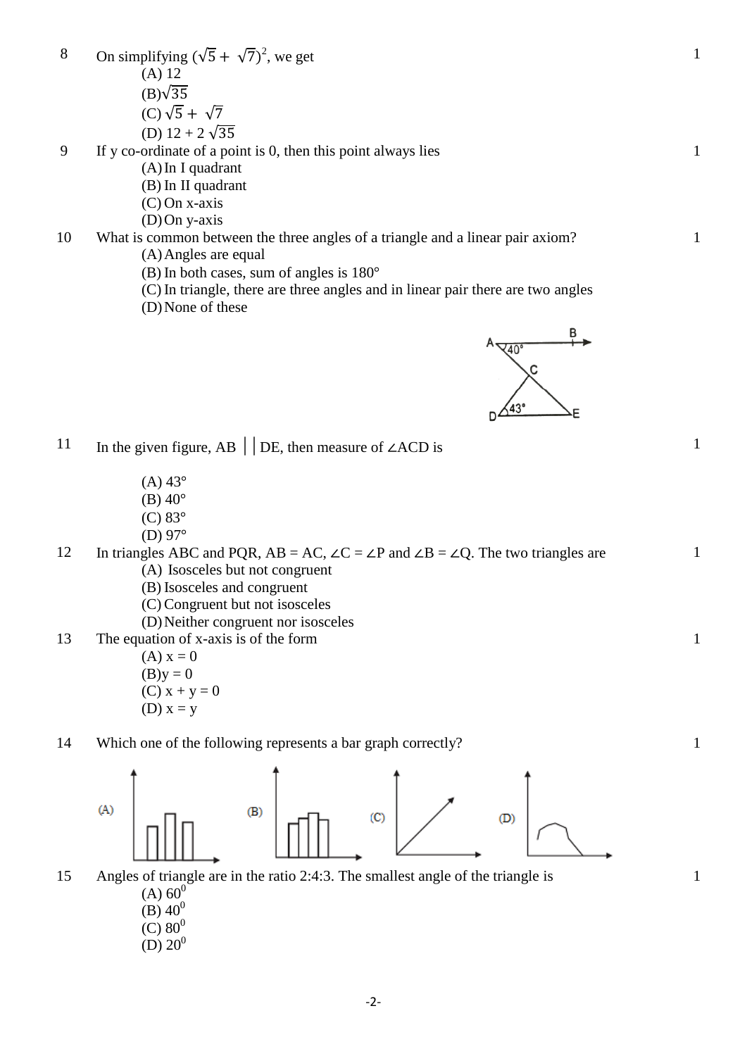8 On simplifying $(\sqrt{5} + \sqrt{7})^2$, we get 1

(A) 12

(B) $\sqrt{35}$

(C) $\sqrt{5} + \sqrt{7}$

(D) $12 + 2\sqrt{35}$

9 If y co-ordinate of a point is 0, then this point always lies 1

(A) In I quadrant

(B) In II quadrant

(C) On x-axis

(D) On y-axis

10 What is common between the three angles of a triangle and a linear pair axiom? 1

(A) Angles are equal

(B) In both cases, sum of angles is 180°

(C) In triangle, there are three angles and in linear pair there are two angles

(D) None of these

11 In the given figure, AB || DE, then measure of ∠ACD is 1

(A) 43°

(B) 40°

(C) 83°

(D) 97°

12 In triangles ABC and PQR, AB = AC, ∠C = ∠P and ∠B = ∠Q. The two triangles are 1

(A) Isosceles but not congruent

(B) Isosceles and congruent

(C) Congruent but not isosceles

(D) Neither congruent nor isosceles

13 The equation of x-axis is of the form 1

(A) $x = 0$

(B) $y = 0$

(C) $x + y = 0$

(D) $x = y$

14 Which one of the following represents a bar graph correctly? 1

(A) (B) (C) (D)

15 Angles of triangle are in the ratio 2:4:3. The smallest angle of the triangle is 1

(A) $60^0$

(B) $40^0$

(C) $80^0$

(D) $20^0$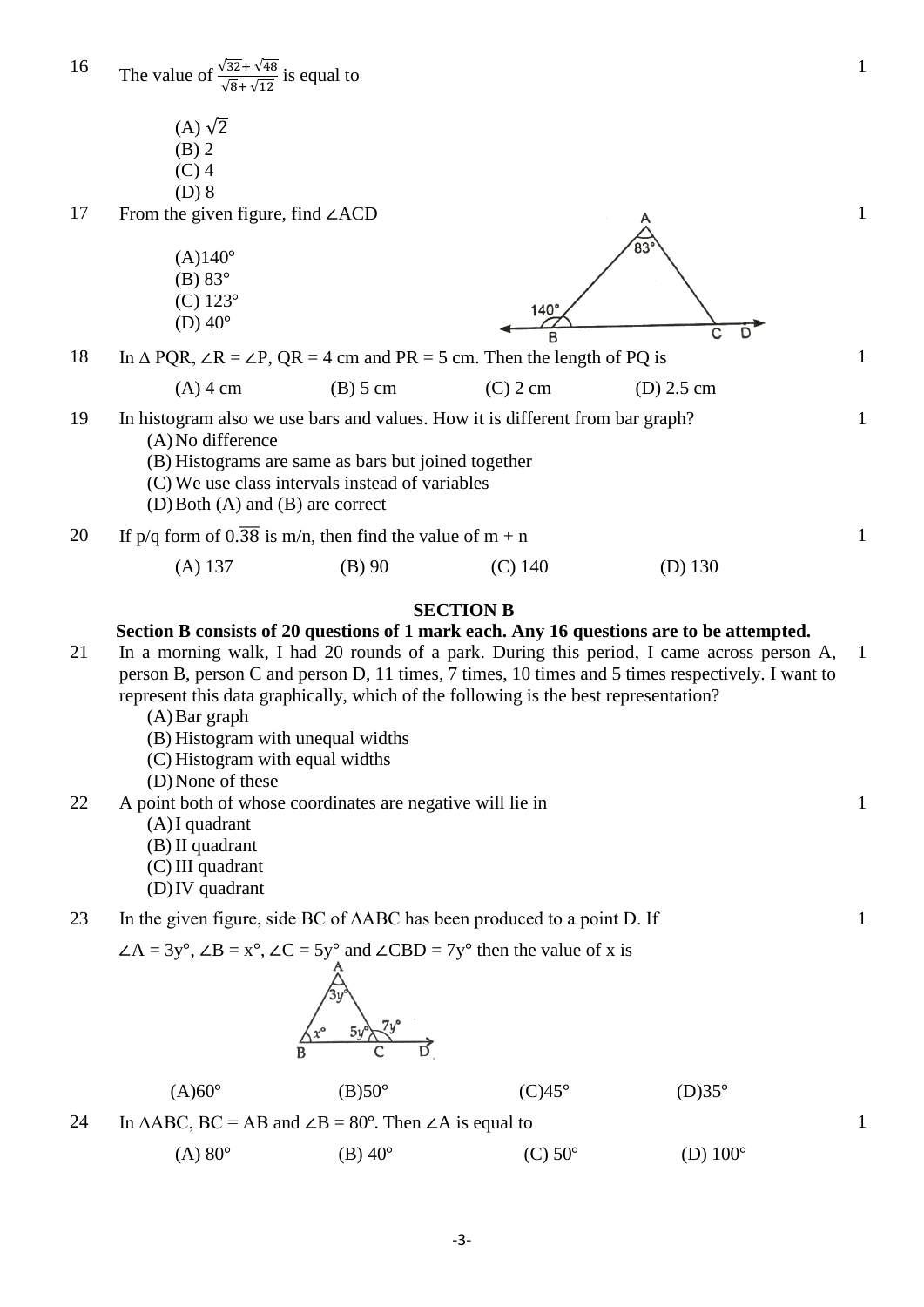16 The value of $\frac{\sqrt{32}+\sqrt{48}}{\sqrt{8}+\sqrt{12}}$ is equal to 1

(A) $\sqrt{2}$
(B) 2
(C) 4
(D) 8

17 From the given figure, find ∠ACD 1

(A) 140°
(B) 83°
(C) 123°
(D) 40°

18 In Δ PQR, ∠R = ∠P, QR = 4 cm and PR = 5 cm. Then the length of PQ is 1

(A) 4 cm (B) 5 cm (C) 2 cm (D) 2.5 cm

19 In histogram also we use bars and values. How it is different from bar graph? 1

(A) No difference
(B) Histograms are same as bars but joined together
(C) We use class intervals instead of variables
(D) Both (A) and (B) are correct

20 If p/q form of $0.\overline{38}$ is m/n, then find the value of m + n 1

(A) 137 (B) 90 (C) 140 (D) 130

## SECTION B

**Section B consists of 20 questions of 1 mark each. Any 16 questions are to be attempted.**

21 In a morning walk, I had 20 rounds of a park. During this period, I came across person A, person B, person C and person D, 11 times, 7 times, 10 times and 5 times respectively. I want to represent this data graphically, which of the following is the best representation? 1

(A) Bar graph
(B) Histogram with unequal widths
(C) Histogram with equal widths
(D) None of these

22 A point both of whose coordinates are negative will lie in 1

(A) I quadrant
(B) II quadrant
(C) III quadrant
(D) IV quadrant

23 In the given figure, side BC of ΔABC has been produced to a point D. If ∠A = 3y°, ∠B = x°, ∠C = 5y° and ∠CBD = 7y° then the value of x is 1

(A) 60° (B) 50° (C) 45° (D) 35°

24 In ΔABC, BC = AB and ∠B = 80°. Then ∠A is equal to 1

(A) 80° (B) 40° (C) 50° (D) 100°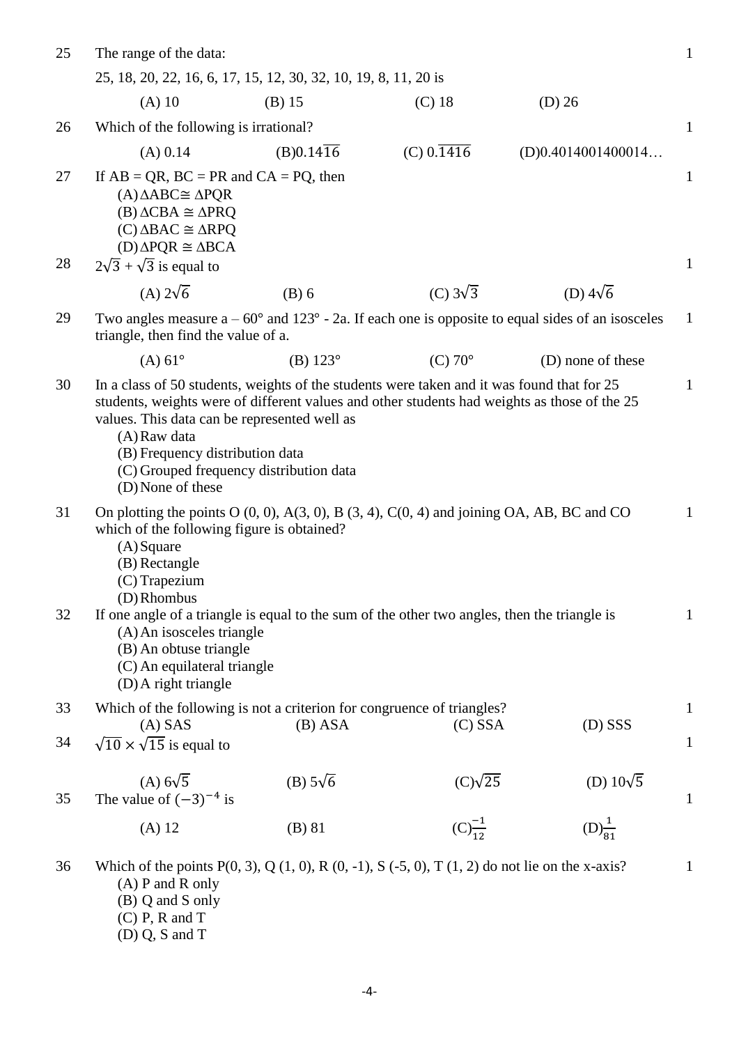25 The range of the data: 1

25, 18, 20, 22, 16, 6, 17, 15, 12, 30, 32, 10, 19, 8, 11, 20 is

(A) 10 (B) 15 (C) 18 (D) 26

26 Which of the following is irrational? 1

(A) 0.14 (B) $0.14\overline{16}$ (C) $0.\overline{1416}$ (D) 0.4014001400014…

27 If AB = QR, BC = PR and CA = PQ, then 1

(A) $\Delta ABC \cong \Delta PQR$
(B) $\Delta CBA \cong \Delta PRQ$
(C) $\Delta BAC \cong \Delta RPQ$
(D) $\Delta PQR \cong \Delta BCA$

28 $2\sqrt{3} + \sqrt{3}$ is equal to 1

(A) $2\sqrt{6}$ (B) 6 (C) $3\sqrt{3}$ (D) $4\sqrt{6}$

29 Two angles measure $a - 60°$ and $123° - 2a$. If each one is opposite to equal sides of an isosceles triangle, then find the value of a. 1

(A) 61° (B) 123° (C) 70° (D) none of these

30 In a class of 50 students, weights of the students were taken and it was found that for 25 students, weights were of different values and other students had weights as those of the 25 values. This data can be represented well as 1

(A) Raw data
(B) Frequency distribution data
(C) Grouped frequency distribution data
(D) None of these

31 On plotting the points O (0, 0), A(3, 0), B (3, 4), C(0, 4) and joining OA, AB, BC and CO which of the following figure is obtained? 1

(A) Square
(B) Rectangle
(C) Trapezium
(D) Rhombus

32 If one angle of a triangle is equal to the sum of the other two angles, then the triangle is 1

(A) An isosceles triangle
(B) An obtuse triangle
(C) An equilateral triangle
(D) A right triangle

33 Which of the following is not a criterion for congruence of triangles? 1

(A) SAS (B) ASA (C) SSA (D) SSS

34 $\sqrt{10} \times \sqrt{15}$ is equal to 1

(A) $6\sqrt{5}$ (B) $5\sqrt{6}$ (C) $\sqrt{25}$ (D) $10\sqrt{5}$

35 The value of $(-3)^{-4}$ is 1

(A) 12 (B) 81 (C) $\frac{-1}{12}$ (D) $\frac{1}{81}$

36 Which of the points P(0, 3), Q (1, 0), R (0, -1), S (-5, 0), T (1, 2) do not lie on the x-axis? 1

(A) P and R only
(B) Q and S only
(C) P, R and T
(D) Q, S and T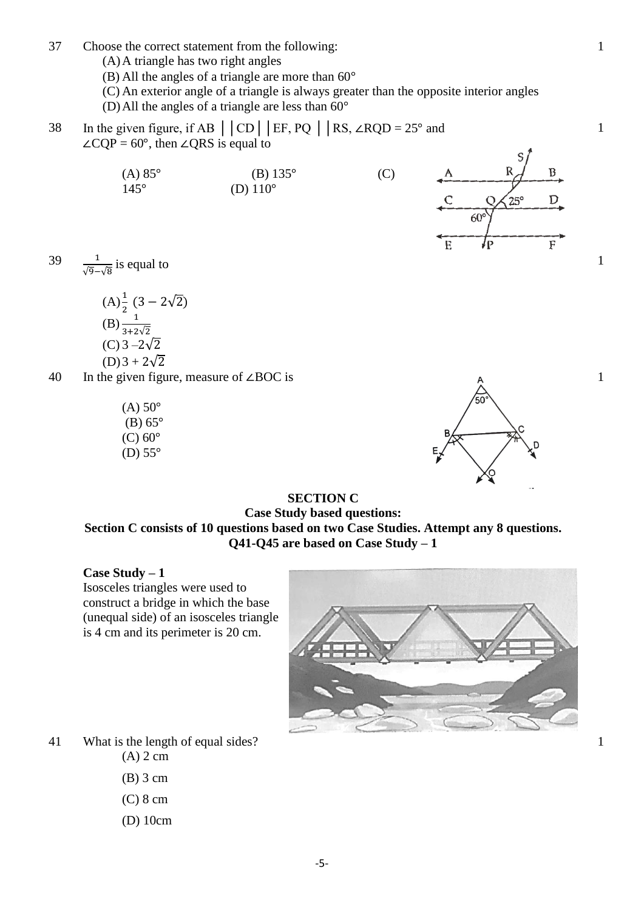37 Choose the correct statement from the following: 1

(A) A triangle has two right angles

(B) All the angles of a triangle are more than 60°

(C) An exterior angle of a triangle is always greater than the opposite interior angles

(D) All the angles of a triangle are less than 60°

38 In the given figure, if AB ││CD││EF, PQ ││RS, ∠RQD = 25° and ∠CQP = 60°, then ∠QRS is equal to 1

(A) 85° (B) 135° (C) 145° (D) 110°

39 $\frac{1}{\sqrt{9}-\sqrt{8}}$ is equal to 1

(A) $\frac{1}{2}\ (3-2\sqrt{2})$

(B) $\frac{1}{3+2\sqrt{2}}$

(C) $3-2\sqrt{2}$

(D) $3+2\sqrt{2}$

40 In the given figure, measure of ∠BOC is 1

(A) 50°

(B) 65°

(C) 60°

(D) 55°

**SECTION C**

**Case Study based questions:**

**Section C consists of 10 questions based on two Case Studies. Attempt any 8 questions.**

**Q41-Q45 are based on Case Study – 1**

**Case Study – 1**

Isosceles triangles were used to construct a bridge in which the base (unequal side) of an isosceles triangle is 4 cm and its perimeter is 20 cm.

41 What is the length of equal sides? 1

(A) 2 cm

(B) 3 cm

(C) 8 cm

(D) 10cm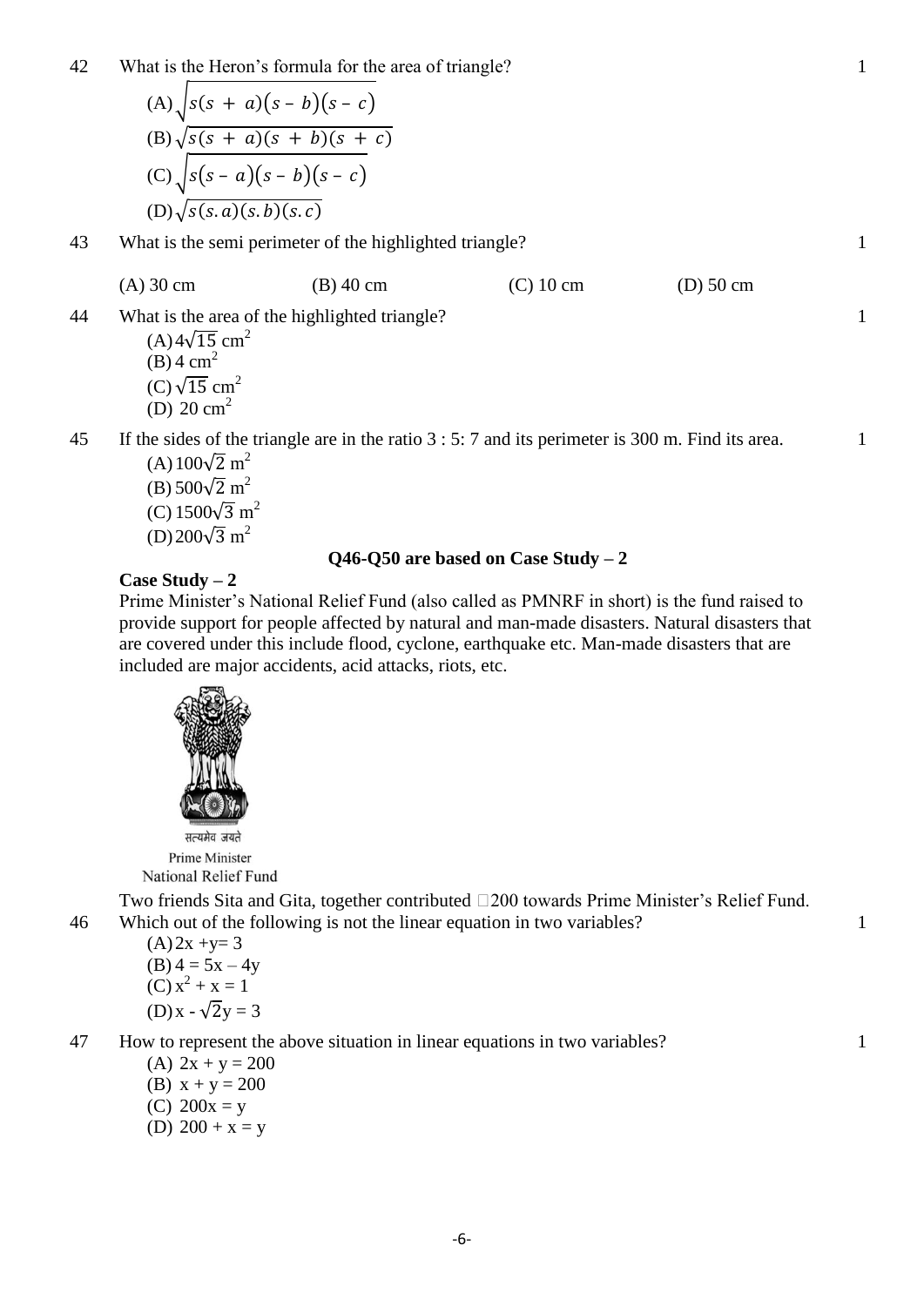42 What is the Heron's formula for the area of triangle? 1

(A) $\sqrt{s(s + a)(s - b)(s - c)}$
(B) $\sqrt{s(s + a)(s + b)(s + c)}$
(C) $\sqrt{s(s - a)(s - b)(s - c)}$
(D) $\sqrt{s(s.a)(s.b)(s.c)}$

43 What is the semi perimeter of the highlighted triangle? 1

(A) 30 cm (B) 40 cm (C) 10 cm (D) 50 cm

44 What is the area of the highlighted triangle? 1

(A) $4\sqrt{15}$ cm$^2$
(B) 4 cm$^2$
(C) $\sqrt{15}$ cm$^2$
(D) 20 cm$^2$

45 If the sides of the triangle are in the ratio 3 : 5: 7 and its perimeter is 300 m. Find its area. 1

(A) $100\sqrt{2}$ m$^2$
(B) $500\sqrt{2}$ m$^2$
(C) $1500\sqrt{3}$ m$^2$
(D) $200\sqrt{3}$ m$^2$

**Q46-Q50 are based on Case Study – 2**

**Case Study – 2**

Prime Minister's National Relief Fund (also called as PMNRF in short) is the fund raised to provide support for people affected by natural and man-made disasters. Natural disasters that are covered under this include flood, cyclone, earthquake etc. Man-made disasters that are included are major accidents, acid attacks, riots, etc.

सत्यमेव जयते
Prime Minister
National Relief Fund

Two friends Sita and Gita, together contributed ₹200 towards Prime Minister's Relief Fund.

46 Which out of the following is not the linear equation in two variables? 1

(A) $2x + y = 3$
(B) $4 = 5x - 4y$
(C) $x^2 + x = 1$
(D) $x - \sqrt{2}y = 3$

47 How to represent the above situation in linear equations in two variables? 1

(A) $2x + y = 200$
(B) $x + y = 200$
(C) $200x = y$
(D) $200 + x = y$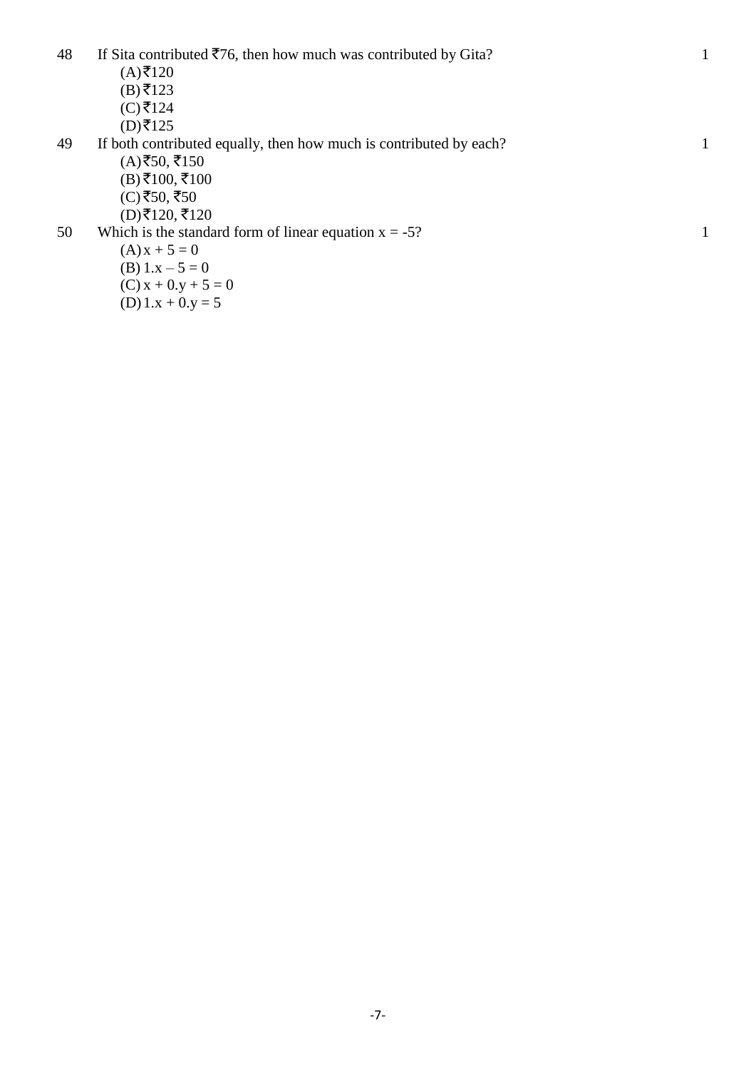48 If Sita contributed ₹76, then how much was contributed by Gita? 1

(A) ₹120
(B) ₹123
(C) ₹124
(D) ₹125

49 If both contributed equally, then how much is contributed by each? 1

(A) ₹50, ₹150
(B) ₹100, ₹100
(C) ₹50, ₹50
(D) ₹120, ₹120

50 Which is the standard form of linear equation $x = -5$? 1

(A) $x + 5 = 0$
(B) $1.x - 5 = 0$
(C) $x + 0.y + 5 = 0$
(D) $1.x + 0.y = 5$